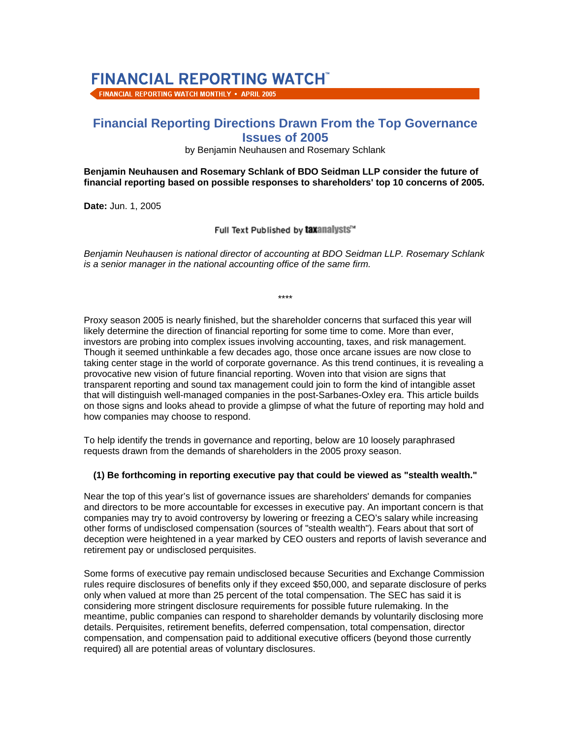FINANCIAL REPORTING WATCH™

FINANCIAL REPORTING WATCH MONTHLY • APRIL 2005

# Financial Reporting Directions Drawn From the Top Governance Issues of 2005

by Benjamin Neuhausen and Rosemary Schlank

**Benjamin Neuhausen and Rosemary Schlank of BDO Seidman LLP consider the future of financial reporting based on possible responses to shareholders' top 10 concerns of 2005.**

**Date:** Jun. 1, 2005

Full Text Published by taxanalysts™

*Benjamin Neuhausen is national director of accounting at BDO Seidman LLP. Rosemary Schlank is a senior manager in the national accounting office of the same firm.*

****

Proxy season 2005 is nearly finished, but the shareholder concerns that surfaced this year will likely determine the direction of financial reporting for some time to come. More than ever, investors are probing into complex issues involving accounting, taxes, and risk management. Though it seemed unthinkable a few decades ago, those once arcane issues are now close to taking center stage in the world of corporate governance. As this trend continues, it is revealing a provocative new vision of future financial reporting. Woven into that vision are signs that transparent reporting and sound tax management could join to form the kind of intangible asset that will distinguish well-managed companies in the post-Sarbanes-Oxley era. This article builds on those signs and looks ahead to provide a glimpse of what the future of reporting may hold and how companies may choose to respond.

To help identify the trends in governance and reporting, below are 10 loosely paraphrased requests drawn from the demands of shareholders in the 2005 proxy season.

**(1) Be forthcoming in reporting executive pay that could be viewed as "stealth wealth."**

Near the top of this year's list of governance issues are shareholders' demands for companies and directors to be more accountable for excesses in executive pay. An important concern is that companies may try to avoid controversy by lowering or freezing a CEO's salary while increasing other forms of undisclosed compensation (sources of "stealth wealth"). Fears about that sort of deception were heightened in a year marked by CEO ousters and reports of lavish severance and retirement pay or undisclosed perquisites.

Some forms of executive pay remain undisclosed because Securities and Exchange Commission rules require disclosures of benefits only if they exceed $50,000, and separate disclosure of perks only when valued at more than 25 percent of the total compensation. The SEC has said it is considering more stringent disclosure requirements for possible future rulemaking. In the meantime, public companies can respond to shareholder demands by voluntarily disclosing more details. Perquisites, retirement benefits, deferred compensation, total compensation, director compensation, and compensation paid to additional executive officers (beyond those currently required) all are potential areas of voluntary disclosures.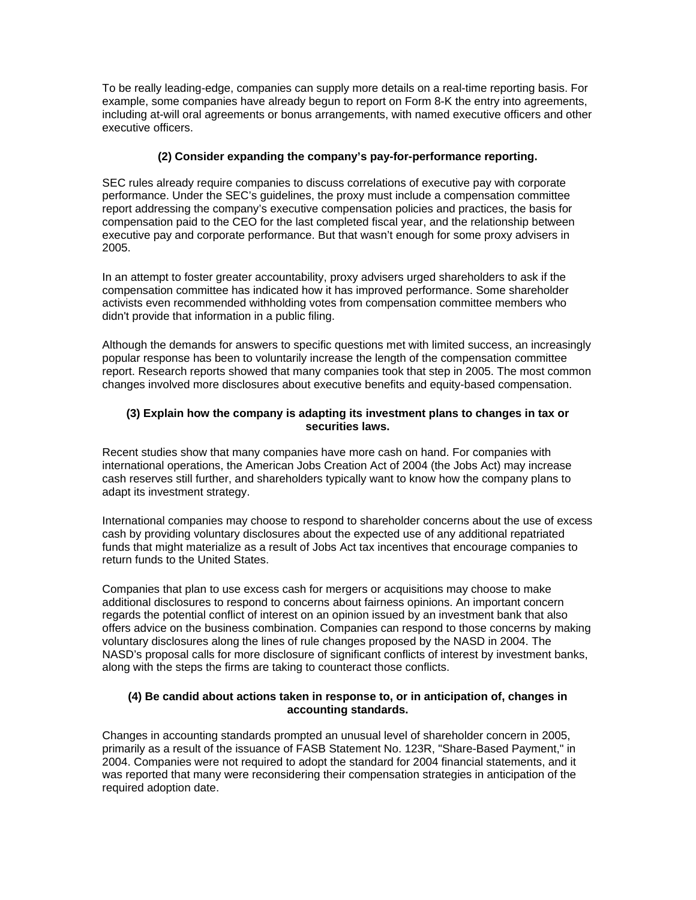To be really leading-edge, companies can supply more details on a real-time reporting basis. For example, some companies have already begun to report on Form 8-K the entry into agreements, including at-will oral agreements or bonus arrangements, with named executive officers and other executive officers.

### (2) Consider expanding the company's pay-for-performance reporting.

SEC rules already require companies to discuss correlations of executive pay with corporate performance. Under the SEC's guidelines, the proxy must include a compensation committee report addressing the company's executive compensation policies and practices, the basis for compensation paid to the CEO for the last completed fiscal year, and the relationship between executive pay and corporate performance. But that wasn't enough for some proxy advisers in 2005.

In an attempt to foster greater accountability, proxy advisers urged shareholders to ask if the compensation committee has indicated how it has improved performance. Some shareholder activists even recommended withholding votes from compensation committee members who didn't provide that information in a public filing.

Although the demands for answers to specific questions met with limited success, an increasingly popular response has been to voluntarily increase the length of the compensation committee report. Research reports showed that many companies took that step in 2005. The most common changes involved more disclosures about executive benefits and equity-based compensation.

### (3) Explain how the company is adapting its investment plans to changes in tax or securities laws.

Recent studies show that many companies have more cash on hand. For companies with international operations, the American Jobs Creation Act of 2004 (the Jobs Act) may increase cash reserves still further, and shareholders typically want to know how the company plans to adapt its investment strategy.

International companies may choose to respond to shareholder concerns about the use of excess cash by providing voluntary disclosures about the expected use of any additional repatriated funds that might materialize as a result of Jobs Act tax incentives that encourage companies to return funds to the United States.

Companies that plan to use excess cash for mergers or acquisitions may choose to make additional disclosures to respond to concerns about fairness opinions. An important concern regards the potential conflict of interest on an opinion issued by an investment bank that also offers advice on the business combination. Companies can respond to those concerns by making voluntary disclosures along the lines of rule changes proposed by the NASD in 2004. The NASD's proposal calls for more disclosure of significant conflicts of interest by investment banks, along with the steps the firms are taking to counteract those conflicts.

### (4) Be candid about actions taken in response to, or in anticipation of, changes in accounting standards.

Changes in accounting standards prompted an unusual level of shareholder concern in 2005, primarily as a result of the issuance of FASB Statement No. 123R, "Share-Based Payment," in 2004. Companies were not required to adopt the standard for 2004 financial statements, and it was reported that many were reconsidering their compensation strategies in anticipation of the required adoption date.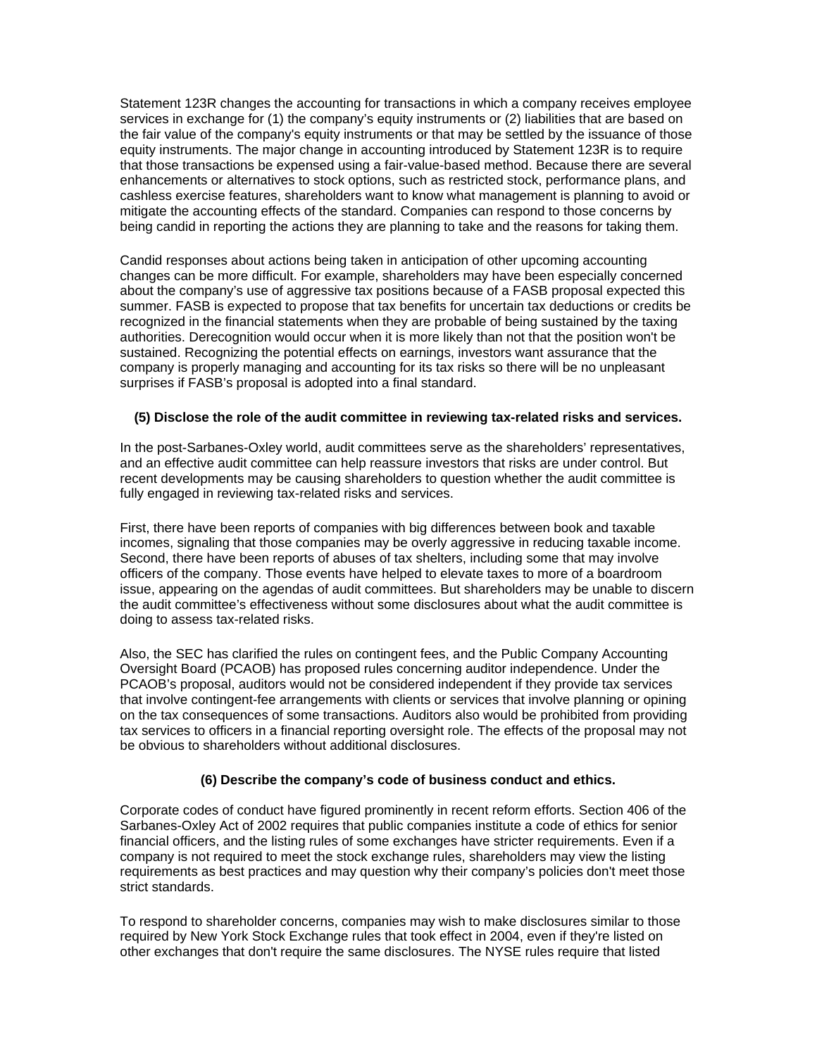Statement 123R changes the accounting for transactions in which a company receives employee services in exchange for (1) the company's equity instruments or (2) liabilities that are based on the fair value of the company's equity instruments or that may be settled by the issuance of those equity instruments. The major change in accounting introduced by Statement 123R is to require that those transactions be expensed using a fair-value-based method. Because there are several enhancements or alternatives to stock options, such as restricted stock, performance plans, and cashless exercise features, shareholders want to know what management is planning to avoid or mitigate the accounting effects of the standard. Companies can respond to those concerns by being candid in reporting the actions they are planning to take and the reasons for taking them.

Candid responses about actions being taken in anticipation of other upcoming accounting changes can be more difficult. For example, shareholders may have been especially concerned about the company's use of aggressive tax positions because of a FASB proposal expected this summer. FASB is expected to propose that tax benefits for uncertain tax deductions or credits be recognized in the financial statements when they are probable of being sustained by the taxing authorities. Derecognition would occur when it is more likely than not that the position won't be sustained. Recognizing the potential effects on earnings, investors want assurance that the company is properly managing and accounting for its tax risks so there will be no unpleasant surprises if FASB's proposal is adopted into a final standard.

**(5) Disclose the role of the audit committee in reviewing tax-related risks and services.**

In the post-Sarbanes-Oxley world, audit committees serve as the shareholders' representatives, and an effective audit committee can help reassure investors that risks are under control. But recent developments may be causing shareholders to question whether the audit committee is fully engaged in reviewing tax-related risks and services.

First, there have been reports of companies with big differences between book and taxable incomes, signaling that those companies may be overly aggressive in reducing taxable income. Second, there have been reports of abuses of tax shelters, including some that may involve officers of the company. Those events have helped to elevate taxes to more of a boardroom issue, appearing on the agendas of audit committees. But shareholders may be unable to discern the audit committee's effectiveness without some disclosures about what the audit committee is doing to assess tax-related risks.

Also, the SEC has clarified the rules on contingent fees, and the Public Company Accounting Oversight Board (PCAOB) has proposed rules concerning auditor independence. Under the PCAOB's proposal, auditors would not be considered independent if they provide tax services that involve contingent-fee arrangements with clients or services that involve planning or opining on the tax consequences of some transactions. Auditors also would be prohibited from providing tax services to officers in a financial reporting oversight role. The effects of the proposal may not be obvious to shareholders without additional disclosures.

**(6) Describe the company's code of business conduct and ethics.**

Corporate codes of conduct have figured prominently in recent reform efforts. Section 406 of the Sarbanes-Oxley Act of 2002 requires that public companies institute a code of ethics for senior financial officers, and the listing rules of some exchanges have stricter requirements. Even if a company is not required to meet the stock exchange rules, shareholders may view the listing requirements as best practices and may question why their company's policies don't meet those strict standards.

To respond to shareholder concerns, companies may wish to make disclosures similar to those required by New York Stock Exchange rules that took effect in 2004, even if they're listed on other exchanges that don't require the same disclosures. The NYSE rules require that listed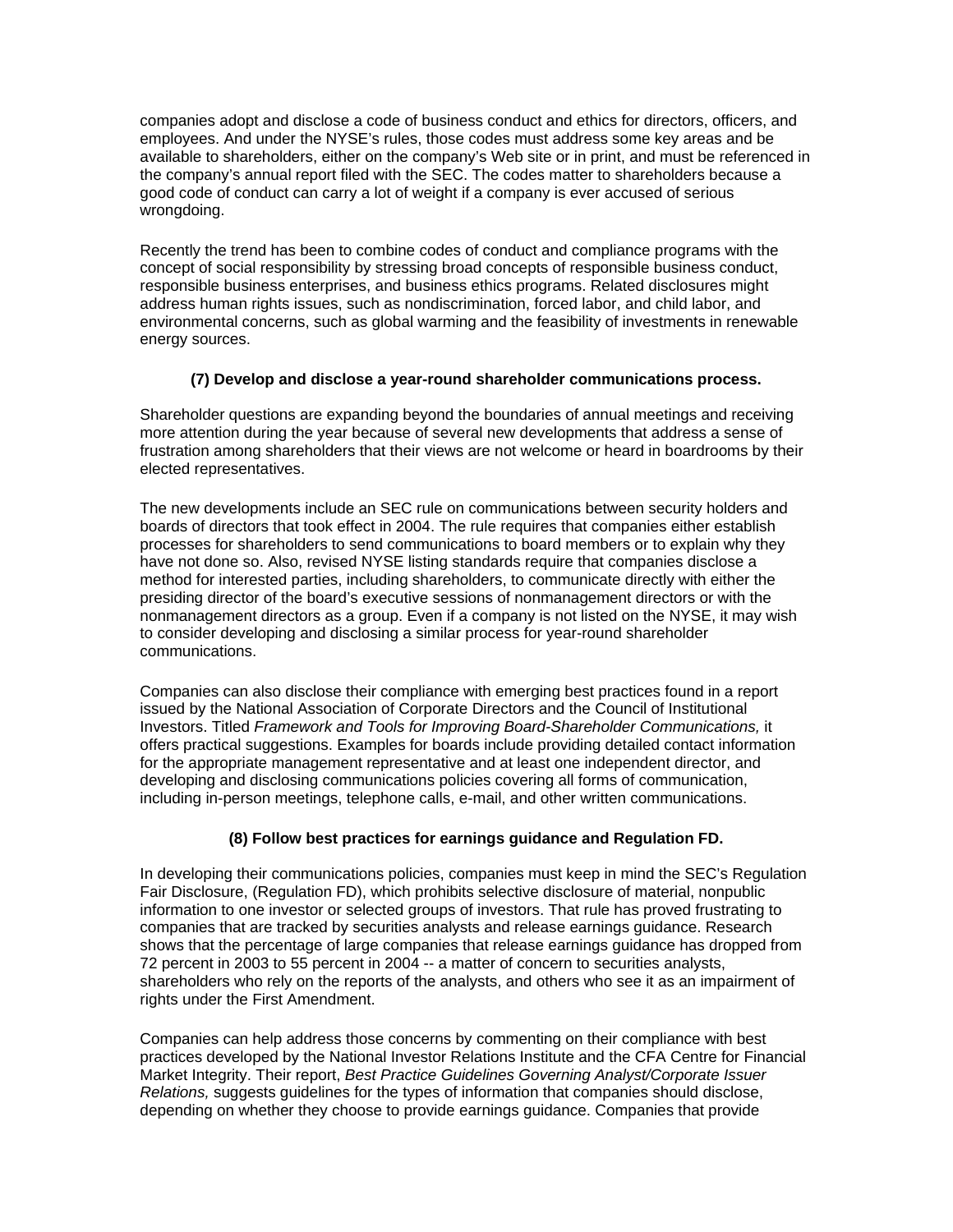companies adopt and disclose a code of business conduct and ethics for directors, officers, and employees. And under the NYSE's rules, those codes must address some key areas and be available to shareholders, either on the company's Web site or in print, and must be referenced in the company's annual report filed with the SEC. The codes matter to shareholders because a good code of conduct can carry a lot of weight if a company is ever accused of serious wrongdoing.

Recently the trend has been to combine codes of conduct and compliance programs with the concept of social responsibility by stressing broad concepts of responsible business conduct, responsible business enterprises, and business ethics programs. Related disclosures might address human rights issues, such as nondiscrimination, forced labor, and child labor, and environmental concerns, such as global warming and the feasibility of investments in renewable energy sources.

**(7) Develop and disclose a year-round shareholder communications process.**

Shareholder questions are expanding beyond the boundaries of annual meetings and receiving more attention during the year because of several new developments that address a sense of frustration among shareholders that their views are not welcome or heard in boardrooms by their elected representatives.

The new developments include an SEC rule on communications between security holders and boards of directors that took effect in 2004. The rule requires that companies either establish processes for shareholders to send communications to board members or to explain why they have not done so. Also, revised NYSE listing standards require that companies disclose a method for interested parties, including shareholders, to communicate directly with either the presiding director of the board's executive sessions of nonmanagement directors or with the nonmanagement directors as a group. Even if a company is not listed on the NYSE, it may wish to consider developing and disclosing a similar process for year-round shareholder communications.

Companies can also disclose their compliance with emerging best practices found in a report issued by the National Association of Corporate Directors and the Council of Institutional Investors. Titled *Framework and Tools for Improving Board-Shareholder Communications,* it offers practical suggestions. Examples for boards include providing detailed contact information for the appropriate management representative and at least one independent director, and developing and disclosing communications policies covering all forms of communication, including in-person meetings, telephone calls, e-mail, and other written communications.

**(8) Follow best practices for earnings guidance and Regulation FD.**

In developing their communications policies, companies must keep in mind the SEC's Regulation Fair Disclosure, (Regulation FD), which prohibits selective disclosure of material, nonpublic information to one investor or selected groups of investors. That rule has proved frustrating to companies that are tracked by securities analysts and release earnings guidance. Research shows that the percentage of large companies that release earnings guidance has dropped from 72 percent in 2003 to 55 percent in 2004 -- a matter of concern to securities analysts, shareholders who rely on the reports of the analysts, and others who see it as an impairment of rights under the First Amendment.

Companies can help address those concerns by commenting on their compliance with best practices developed by the National Investor Relations Institute and the CFA Centre for Financial Market Integrity. Their report, *Best Practice Guidelines Governing Analyst/Corporate Issuer Relations,* suggests guidelines for the types of information that companies should disclose, depending on whether they choose to provide earnings guidance. Companies that provide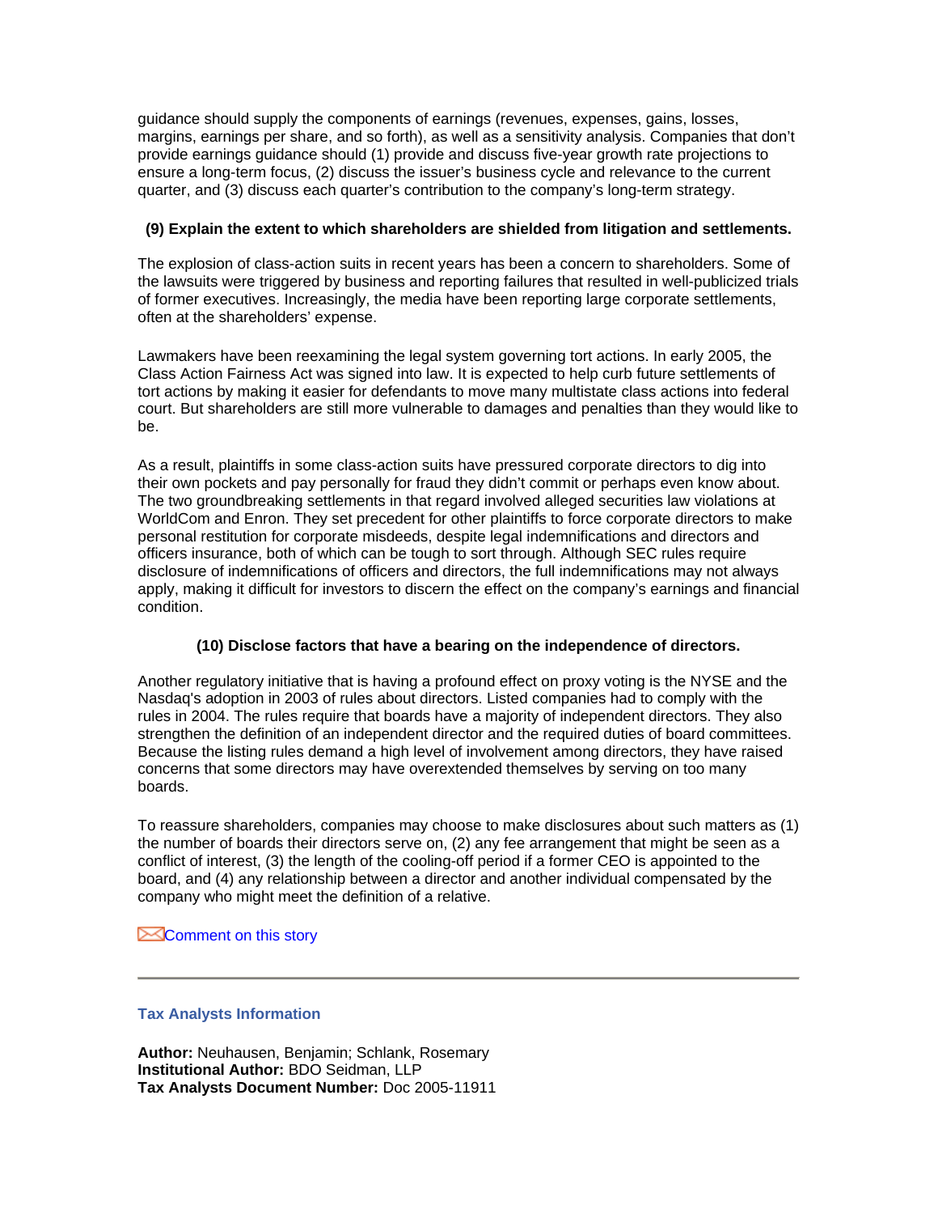guidance should supply the components of earnings (revenues, expenses, gains, losses, margins, earnings per share, and so forth), as well as a sensitivity analysis. Companies that don't provide earnings guidance should (1) provide and discuss five-year growth rate projections to ensure a long-term focus, (2) discuss the issuer's business cycle and relevance to the current quarter, and (3) discuss each quarter's contribution to the company's long-term strategy.

### (9) Explain the extent to which shareholders are shielded from litigation and settlements.

The explosion of class-action suits in recent years has been a concern to shareholders. Some of the lawsuits were triggered by business and reporting failures that resulted in well-publicized trials of former executives. Increasingly, the media have been reporting large corporate settlements, often at the shareholders' expense.

Lawmakers have been reexamining the legal system governing tort actions. In early 2005, the Class Action Fairness Act was signed into law. It is expected to help curb future settlements of tort actions by making it easier for defendants to move many multistate class actions into federal court. But shareholders are still more vulnerable to damages and penalties than they would like to be.

As a result, plaintiffs in some class-action suits have pressured corporate directors to dig into their own pockets and pay personally for fraud they didn't commit or perhaps even know about. The two groundbreaking settlements in that regard involved alleged securities law violations at WorldCom and Enron. They set precedent for other plaintiffs to force corporate directors to make personal restitution for corporate misdeeds, despite legal indemnifications and directors and officers insurance, both of which can be tough to sort through. Although SEC rules require disclosure of indemnifications of officers and directors, the full indemnifications may not always apply, making it difficult for investors to discern the effect on the company's earnings and financial condition.

### (10) Disclose factors that have a bearing on the independence of directors.

Another regulatory initiative that is having a profound effect on proxy voting is the NYSE and the Nasdaq's adoption in 2003 of rules about directors. Listed companies had to comply with the rules in 2004. The rules require that boards have a majority of independent directors. They also strengthen the definition of an independent director and the required duties of board committees. Because the listing rules demand a high level of involvement among directors, they have raised concerns that some directors may have overextended themselves by serving on too many boards.

To reassure shareholders, companies may choose to make disclosures about such matters as (1) the number of boards their directors serve on, (2) any fee arrangement that might be seen as a conflict of interest, (3) the length of the cooling-off period if a former CEO is appointed to the board, and (4) any relationship between a director and another individual compensated by the company who might meet the definition of a relative.

Comment on this story

---

### Tax Analysts Information

**Author:** Neuhausen, Benjamin; Schlank, Rosemary
**Institutional Author:** BDO Seidman, LLP
**Tax Analysts Document Number:** Doc 2005-11911